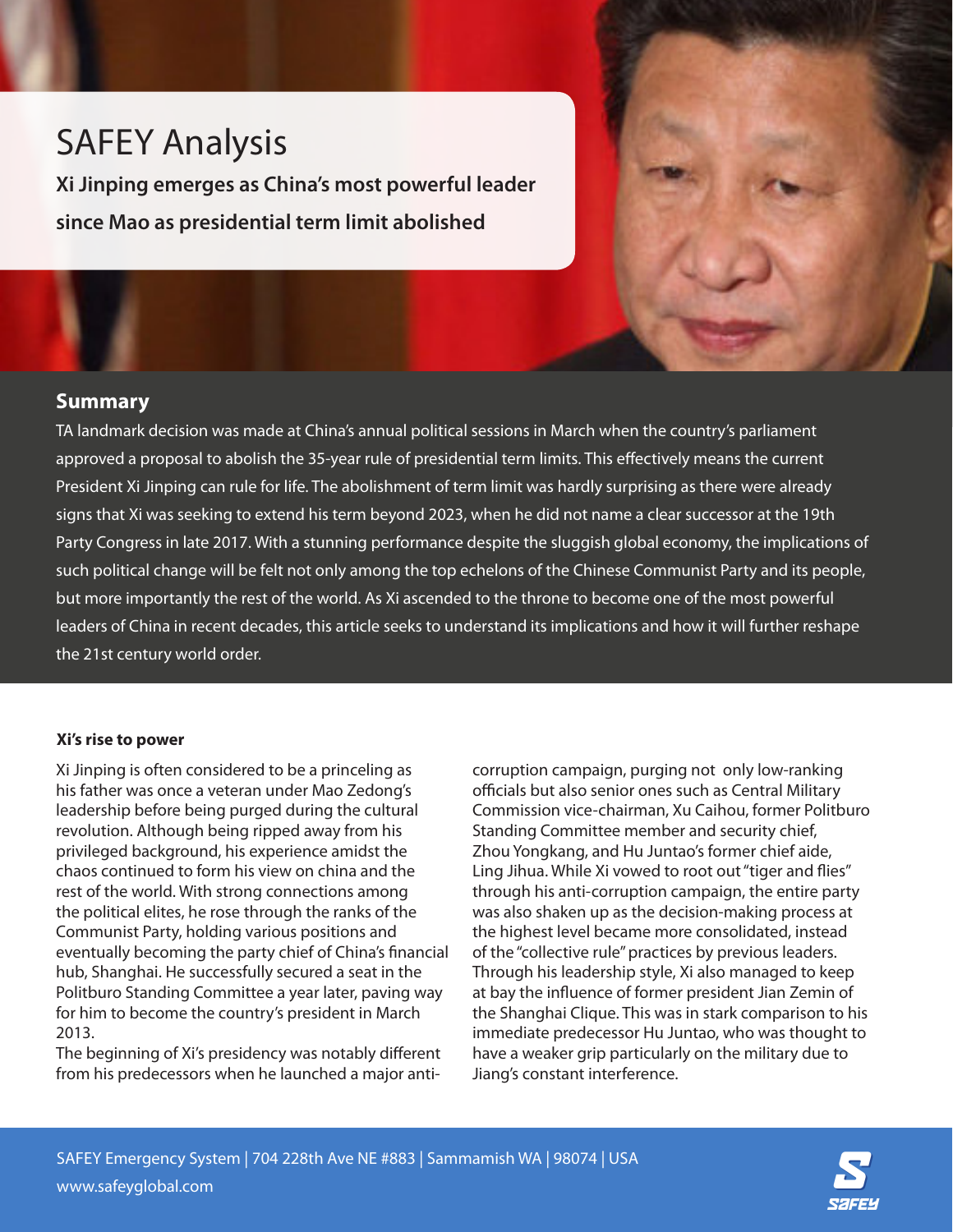# SAFEY Analysis

**Xi Jinping emerges as China's most powerful leader since Mao as presidential term limit abolished**

## Summary

TA landmark decision was made at China's annual political sessions in March when the country's parliament approved a proposal to abolish the 35-year rule of presidential term limits. This effectively means the current President Xi Jinping can rule for life. The abolishment of term limit was hardly surprising as there were already signs that Xi was seeking to extend his term beyond 2023, when he did not name a clear successor at the 19th Party Congress in late 2017. With a stunning performance despite the sluggish global economy, the implications of such political change will be felt not only among the top echelons of the Chinese Communist Party and its people, but more importantly the rest of the world. As Xi ascended to the throne to become one of the most powerful leaders of China in recent decades, this article seeks to understand its implications and how it will further reshape the 21st century world order.

### Xi's rise to power

Xi Jinping is often considered to be a princeling as his father was once a veteran under Mao Zedong's leadership before being purged during the cultural revolution. Although being ripped away from his privileged background, his experience amidst the chaos continued to form his view on china and the rest of the world. With strong connections among the political elites, he rose through the ranks of the Communist Party, holding various positions and eventually becoming the party chief of China's financial hub, Shanghai. He successfully secured a seat in the Politburo Standing Committee a year later, paving way for him to become the country's president in March 2013.

The beginning of Xi's presidency was notably different from his predecessors when he launched a major anti-corruption campaign, purging not only low-ranking officials but also senior ones such as Central Military Commission vice-chairman, Xu Caihou, former Politburo Standing Committee member and security chief, Zhou Yongkang, and Hu Juntao's former chief aide, Ling Jihua. While Xi vowed to root out "tiger and flies" through his anti-corruption campaign, the entire party was also shaken up as the decision-making process at the highest level became more consolidated, instead of the "collective rule" practices by previous leaders. Through his leadership style, Xi also managed to keep at bay the influence of former president Jian Zemin of the Shanghai Clique. This was in stark comparison to his immediate predecessor Hu Juntao, who was thought to have a weaker grip particularly on the military due to Jiang's constant interference.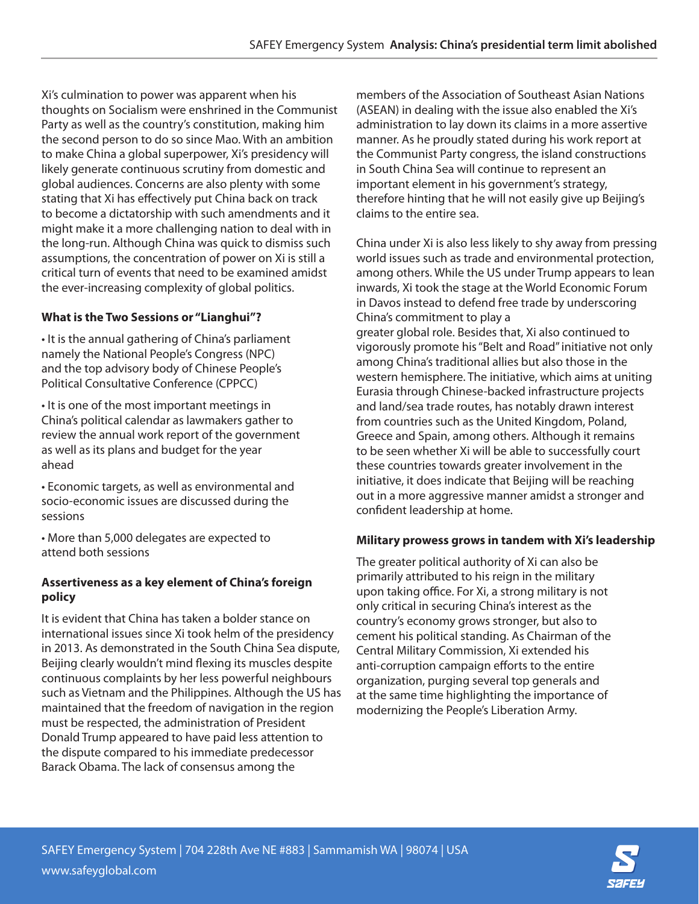Xi's culmination to power was apparent when his thoughts on Socialism were enshrined in the Communist Party as well as the country's constitution, making him the second person to do so since Mao. With an ambition to make China a global superpower, Xi's presidency will likely generate continuous scrutiny from domestic and global audiences. Concerns are also plenty with some stating that Xi has effectively put China back on track to become a dictatorship with such amendments and it might make it a more challenging nation to deal with in the long-run. Although China was quick to dismiss such assumptions, the concentration of power on Xi is still a critical turn of events that need to be examined amidst the ever-increasing complexity of global politics.

**What is the Two Sessions or "Lianghui"?**

- It is the annual gathering of China's parliament namely the National People's Congress (NPC) and the top advisory body of Chinese People's Political Consultative Conference (CPPCC)
- It is one of the most important meetings in China's political calendar as lawmakers gather to review the annual work report of the government as well as its plans and budget for the year ahead
- Economic targets, as well as environmental and socio-economic issues are discussed during the sessions
- More than 5,000 delegates are expected to attend both sessions

**Assertiveness as a key element of China's foreign policy**

It is evident that China has taken a bolder stance on international issues since Xi took helm of the presidency in 2013. As demonstrated in the South China Sea dispute, Beijing clearly wouldn't mind flexing its muscles despite continuous complaints by her less powerful neighbours such as Vietnam and the Philippines. Although the US has maintained that the freedom of navigation in the region must be respected, the administration of President Donald Trump appeared to have paid less attention to the dispute compared to his immediate predecessor Barack Obama. The lack of consensus among the members of the Association of Southeast Asian Nations (ASEAN) in dealing with the issue also enabled the Xi's administration to lay down its claims in a more assertive manner. As he proudly stated during his work report at the Communist Party congress, the island constructions in South China Sea will continue to represent an important element in his government's strategy, therefore hinting that he will not easily give up Beijing's claims to the entire sea.

China under Xi is also less likely to shy away from pressing world issues such as trade and environmental protection, among others. While the US under Trump appears to lean inwards, Xi took the stage at the World Economic Forum in Davos instead to defend free trade by underscoring China's commitment to play a greater global role. Besides that, Xi also continued to vigorously promote his "Belt and Road" initiative not only among China's traditional allies but also those in the western hemisphere. The initiative, which aims at uniting Eurasia through Chinese-backed infrastructure projects and land/sea trade routes, has notably drawn interest from countries such as the United Kingdom, Poland, Greece and Spain, among others. Although it remains to be seen whether Xi will be able to successfully court these countries towards greater involvement in the initiative, it does indicate that Beijing will be reaching out in a more aggressive manner amidst a stronger and confident leadership at home.

**Military prowess grows in tandem with Xi's leadership**

The greater political authority of Xi can also be primarily attributed to his reign in the military upon taking office. For Xi, a strong military is not only critical in securing China's interest as the country's economy grows stronger, but also to cement his political standing. As Chairman of the Central Military Commission, Xi extended his anti-corruption campaign efforts to the entire organization, purging several top generals and at the same time highlighting the importance of modernizing the People's Liberation Army.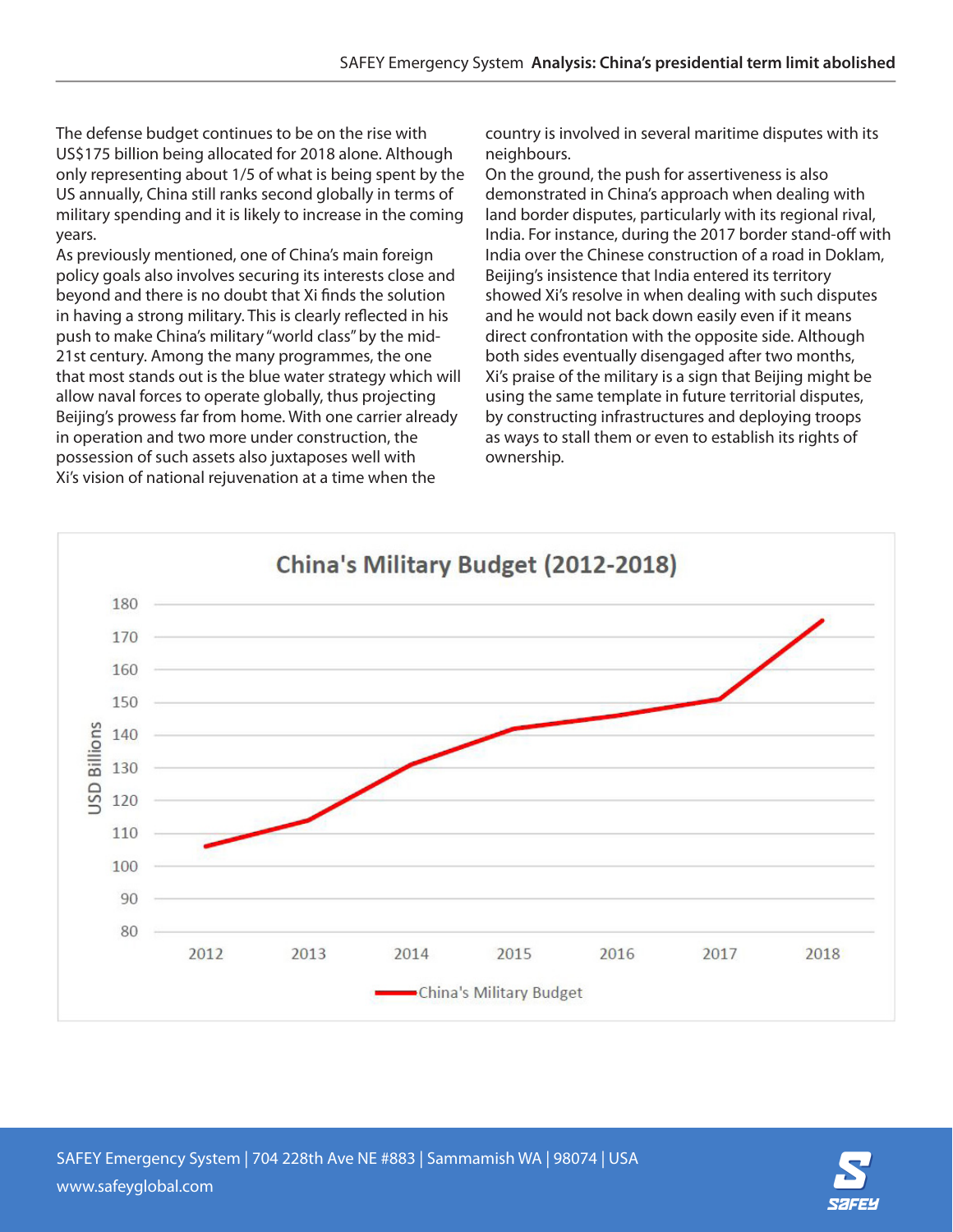The defense budget continues to be on the rise with US$175 billion being allocated for 2018 alone. Although only representing about 1/5 of what is being spent by the US annually, China still ranks second globally in terms of military spending and it is likely to increase in the coming years.

As previously mentioned, one of China's main foreign policy goals also involves securing its interests close and beyond and there is no doubt that Xi finds the solution in having a strong military. This is clearly reflected in his push to make China's military "world class" by the mid-21st century. Among the many programmes, the one that most stands out is the blue water strategy which will allow naval forces to operate globally, thus projecting Beijing's prowess far from home. With one carrier already in operation and two more under construction, the possession of such assets also juxtaposes well with Xi's vision of national rejuvenation at a time when the country is involved in several maritime disputes with its neighbours.

On the ground, the push for assertiveness is also demonstrated in China's approach when dealing with land border disputes, particularly with its regional rival, India. For instance, during the 2017 border stand-off with India over the Chinese construction of a road in Doklam, Beijing's insistence that India entered its territory showed Xi's resolve in when dealing with such disputes and he would not back down easily even if it means direct confrontation with the opposite side. Although both sides eventually disengaged after two months, Xi's praise of the military is a sign that Beijing might be using the same template in future territorial disputes, by constructing infrastructures and deploying troops as ways to stall them or even to establish its rights of ownership.

**China's Military Budget (2012-2018)**

USD Billions

| Year | China's Military Budget (USD Billions, approx.) |
|---|---|
| 2012 | 106 |
| 2013 | 114 |
| 2014 | 131 |
| 2015 | 142 |
| 2016 | 146 |
| 2017 | 151 |
| 2018 | 175 |

China's Military Budget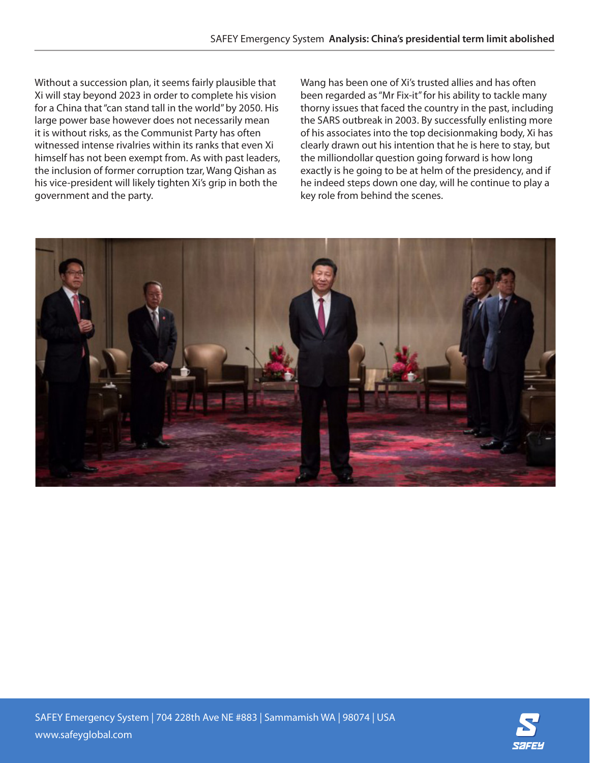Without a succession plan, it seems fairly plausible that Xi will stay beyond 2023 in order to complete his vision for a China that "can stand tall in the world" by 2050. His large power base however does not necessarily mean it is without risks, as the Communist Party has often witnessed intense rivalries within its ranks that even Xi himself has not been exempt from. As with past leaders, the inclusion of former corruption tzar, Wang Qishan as his vice-president will likely tighten Xi's grip in both the government and the party.

Wang has been one of Xi's trusted allies and has often been regarded as "Mr Fix-it" for his ability to tackle many thorny issues that faced the country in the past, including the SARS outbreak in 2003. By successfully enlisting more of his associates into the top decisionmaking body, Xi has clearly drawn out his intention that he is here to stay, but the milliondollar question going forward is how long exactly is he going to be at helm of the presidency, and if he indeed steps down one day, will he continue to play a key role from behind the scenes.